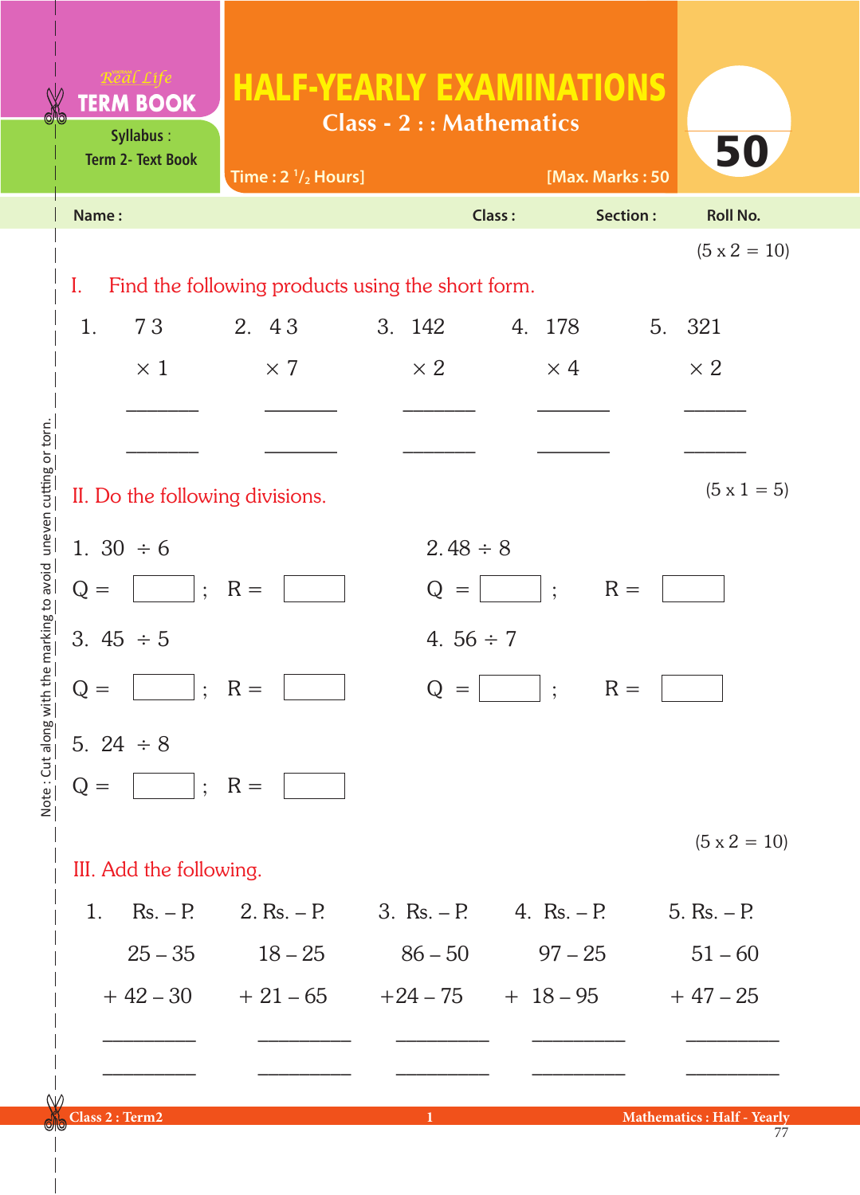Real Life **TERM BOOK**

Syllabus : Term 2- Text Book

# HALF-YEARLY EXAMINATIONS

## Class - 2 : : Mathematics

Time : 2 $^{1}/_{2}$ Hours] [Max. Marks : 50

**50**

Name : Class : Section : Roll No.

(5 x 2 = 10)

## I. Find the following products using the short form.

| 1. | 2. | 3. | 4. | 5. |
|---|---|---|---|---|
| 7 3 | 4 3 | 142 | 178 | 321 |
| × 1 | × 7 | × 2 | × 4 | × 2 |
| ______ | ______ | ______ | ______ | ______ |
| ______ | ______ | ______ | ______ | ______ |

(5 x 1 = 5)

## II. Do the following divisions.

1. 30 ÷ 6

Q = ☐ ; R = ☐

2. 48 ÷ 8

Q = ☐ ; R = ☐

3. 45 ÷ 5

Q = ☐ ; R = ☐

4. 56 ÷ 7

Q = ☐ ; R = ☐

5. 24 ÷ 8

Q = ☐ ; R = ☐

(5 x 2 = 10)

## III. Add the following.

| 1. Rs. – P. | 2. Rs. – P. | 3. Rs. – P. | 4. Rs. – P. | 5. Rs. – P. |
|---|---|---|---|---|
| 25 – 35 | 18 – 25 | 86 – 50 | 97 – 25 | 51 – 60 |
| + 42 – 30 | + 21 – 65 | +24 – 75 | + 18 – 95 | + 47 – 25 |
| ________ | ________ | ________ | ________ | ________ |
| ________ | ________ | ________ | ________ | ________ |

Note : Cut along with the marking to avoid uneven cutting or torn.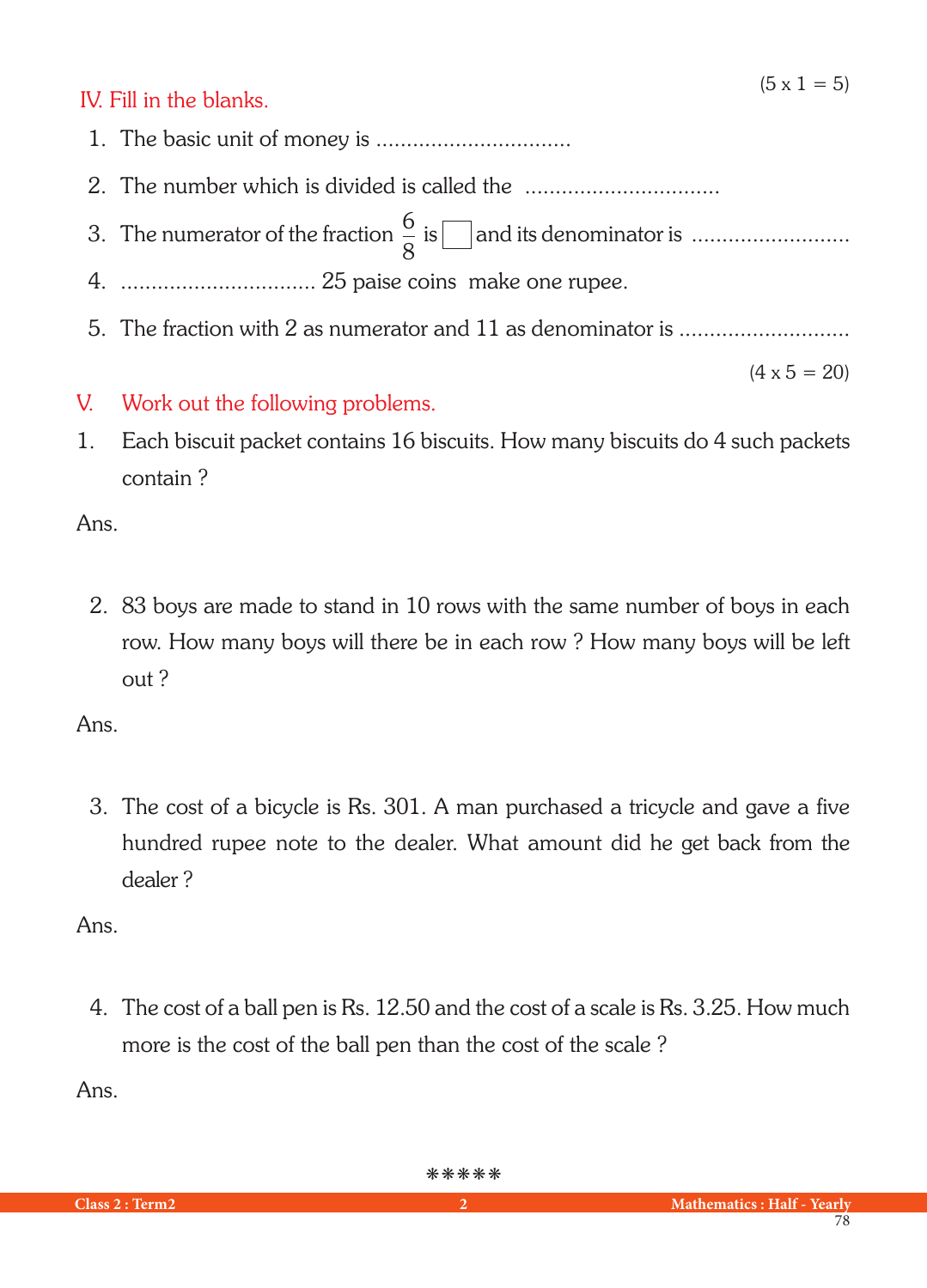## IV. Fill in the blanks.

(5 x 1 = 5)

1. The basic unit of money is ................................
2. The number which is divided is called the ................................
3. The numerator of the fraction $\frac{6}{8}$ is ☐ and its denominator is ..........................
4. ................................ 25 paise coins make one rupee.
5. The fraction with 2 as numerator and 11 as denominator is ............................

(4 x 5 = 20)

## V. Work out the following problems.

1. Each biscuit packet contains 16 biscuits. How many biscuits do 4 such packets contain ?

Ans.

2. 83 boys are made to stand in 10 rows with the same number of boys in each row. How many boys will there be in each row ? How many boys will be left out ?

Ans.

3. The cost of a bicycle is Rs. 301. A man purchased a tricycle and gave a five hundred rupee note to the dealer. What amount did he get back from the dealer ?

Ans.

4. The cost of a ball pen is Rs. 12.50 and the cost of a scale is Rs. 3.25. How much more is the cost of the ball pen than the cost of the scale ?

Ans.

*****